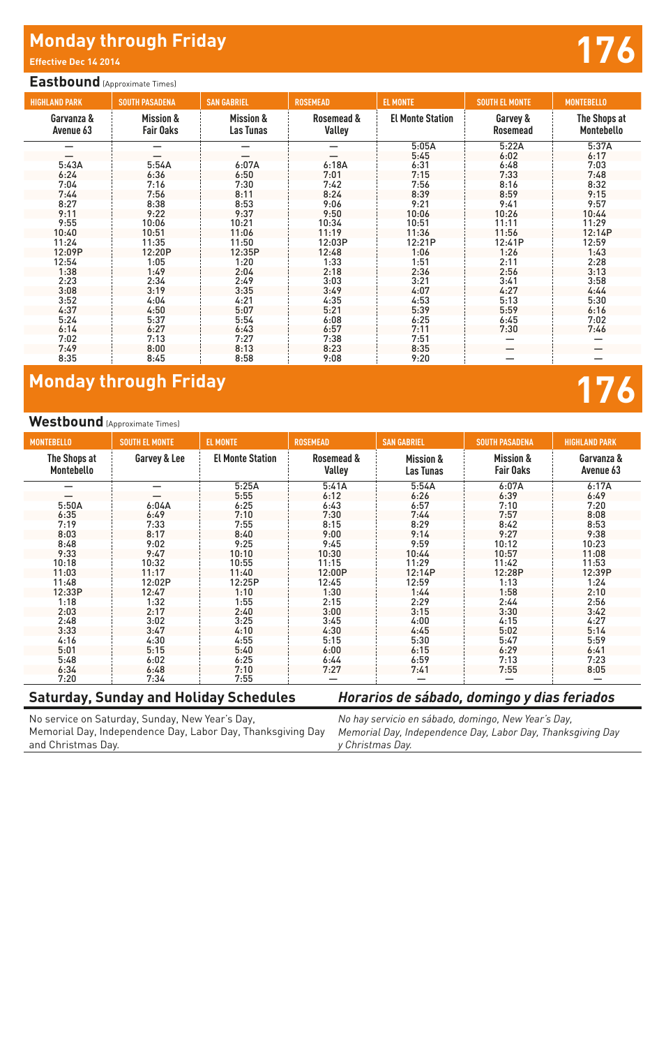## Monday through Friday

**Effective Dec 14 2014**

# 176

### Eastbound (Approximate Times)

| HIGHLAND PARK | SOUTH PASADENA | SAN GABRIEL | ROSEMEAD | EL MONTE | SOUTH EL MONTE | MONTEBELLO |
|---|---|---|---|---|---|---|
| Garvanza & Avenue 63 | Mission & Fair Oaks | Mission & Las Tunas | Rosemead & Valley | El Monte Station | Garvey & Rosemead | The Shops at Montebello |
| — | — | — | — | 5:05A | 5:22A | 5:37A |
| — | — | — | — | 5:45 | 6:02 | 6:17 |
| 5:43A | 5:54A | 6:07A | 6:18A | 6:31 | 6:48 | 7:03 |
| 6:24 | 6:36 | 6:50 | 7:01 | 7:15 | 7:33 | 7:48 |
| 7:04 | 7:16 | 7:30 | 7:42 | 7:56 | 8:16 | 8:32 |
| 7:44 | 7:56 | 8:11 | 8:24 | 8:39 | 8:59 | 9:15 |
| 8:27 | 8:38 | 8:53 | 9:06 | 9:21 | 9:41 | 9:57 |
| 9:11 | 9:22 | 9:37 | 9:50 | 10:06 | 10:26 | 10:44 |
| 9:55 | 10:06 | 10:21 | 10:34 | 10:51 | 11:11 | 11:29 |
| 10:40 | 10:51 | 11:06 | 11:19 | 11:36 | 11:56 | 12:14P |
| 11:24 | 11:35 | 11:50 | 12:03P | 12:21P | 12:41P | 12:59 |
| 12:09P | 12:20P | 12:35P | 12:48 | 1:06 | 1:26 | 1:43 |
| 12:54 | 1:05 | 1:20 | 1:33 | 1:51 | 2:11 | 2:28 |
| 1:38 | 1:49 | 2:04 | 2:18 | 2:36 | 2:56 | 3:13 |
| 2:23 | 2:34 | 2:49 | 3:03 | 3:21 | 3:41 | 3:58 |
| 3:08 | 3:19 | 3:35 | 3:49 | 4:07 | 4:27 | 4:44 |
| 3:52 | 4:04 | 4:21 | 4:35 | 4:53 | 5:13 | 5:30 |
| 4:37 | 4:50 | 5:07 | 5:21 | 5:39 | 5:59 | 6:16 |
| 5:24 | 5:37 | 5:54 | 6:08 | 6:25 | 6:45 | 7:02 |
| 6:14 | 6:27 | 6:43 | 6:57 | 7:11 | 7:30 | 7:46 |
| 7:02 | 7:13 | 7:27 | 7:38 | 7:51 | — | — |
| 7:49 | 8:00 | 8:13 | 8:23 | 8:35 | — | — |
| 8:35 | 8:45 | 8:58 | 9:08 | 9:20 | — | — |

## Monday through Friday

# 176

### Westbound (Approximate Times)

| MONTEBELLO | SOUTH EL MONTE | EL MONTE | ROSEMEAD | SAN GABRIEL | SOUTH PASADENA | HIGHLAND PARK |
|---|---|---|---|---|---|---|
| The Shops at Montebello | Garvey & Lee | El Monte Station | Rosemead & Valley | Mission & Las Tunas | Mission & Fair Oaks | Garvanza & Avenue 63 |
| — | — | 5:25A | 5:41A | 5:54A | 6:07A | 6:17A |
| — | — | 5:55 | 6:12 | 6:26 | 6:39 | 6:49 |
| 5:50A | 6:04A | 6:25 | 6:43 | 6:57 | 7:10 | 7:20 |
| 6:35 | 6:49 | 7:10 | 7:30 | 7:44 | 7:57 | 8:08 |
| 7:19 | 7:33 | 7:55 | 8:15 | 8:29 | 8:42 | 8:53 |
| 8:03 | 8:17 | 8:40 | 9:00 | 9:14 | 9:27 | 9:38 |
| 8:48 | 9:02 | 9:25 | 9:45 | 9:59 | 10:12 | 10:23 |
| 9:33 | 9:47 | 10:10 | 10:30 | 10:44 | 10:57 | 11:08 |
| 10:18 | 10:32 | 10:55 | 11:15 | 11:29 | 11:42 | 11:53 |
| 11:03 | 11:17 | 11:40 | 12:00P | 12:14P | 12:28P | 12:39P |
| 11:48 | 12:02P | 12:25P | 12:45 | 12:59 | 1:13 | 1:24 |
| 12:33P | 12:47 | 1:10 | 1:30 | 1:44 | 1:58 | 2:10 |
| 1:18 | 1:32 | 1:55 | 2:15 | 2:29 | 2:44 | 2:56 |
| 2:03 | 2:17 | 2:40 | 3:00 | 3:15 | 3:30 | 3:42 |
| 2:48 | 3:02 | 3:25 | 3:45 | 4:00 | 4:15 | 4:27 |
| 3:33 | 3:47 | 4:10 | 4:30 | 4:45 | 5:02 | 5:14 |
| 4:16 | 4:30 | 4:55 | 5:15 | 5:30 | 5:47 | 5:59 |
| 5:01 | 5:15 | 5:40 | 6:00 | 6:15 | 6:29 | 6:41 |
| 5:48 | 6:02 | 6:25 | 6:44 | 6:59 | 7:13 | 7:23 |
| 6:34 | 6:48 | 7:10 | 7:27 | 7:41 | 7:55 | 8:05 |
| 7:20 | 7:34 | 7:55 | — | — | — | — |

## Saturday, Sunday and Holiday Schedules

No service on Saturday, Sunday, New Year's Day, Memorial Day, Independence Day, Labor Day, Thanksgiving Day and Christmas Day.

## *Horarios de sábado, domingo y dias feriados*

*No hay servicio en sábado, domingo, New Year's Day, Memorial Day, Independence Day, Labor Day, Thanksgiving Day y Christmas Day.*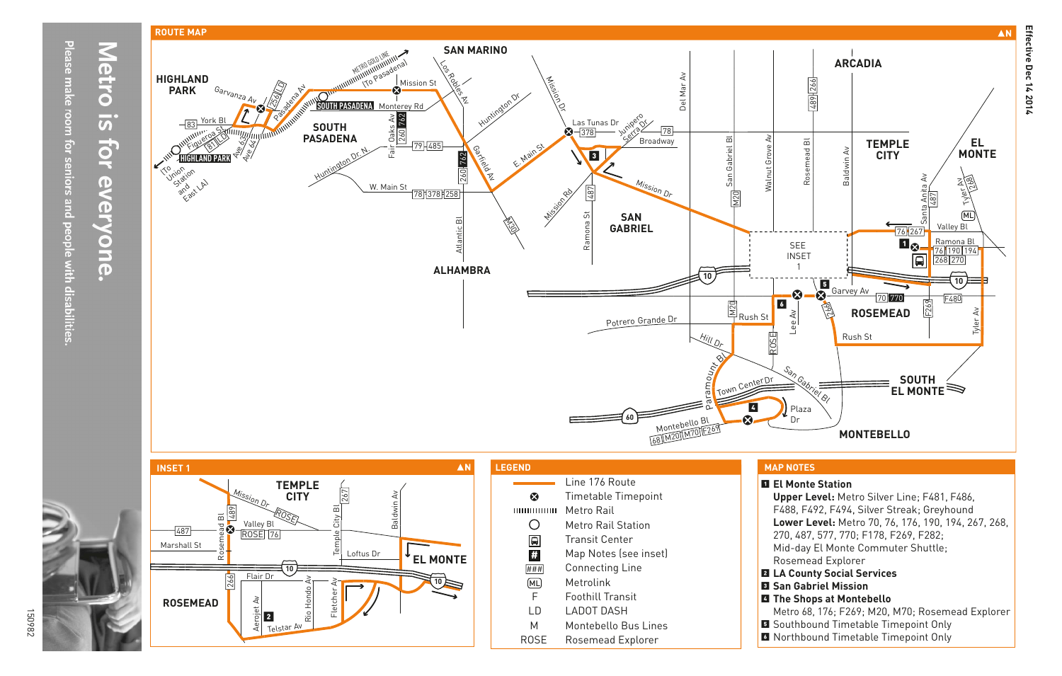Metro is for everyone.

Please make room for seniors and people with disabilities.

Effective Dec 14 2014

## ROUTE MAP

HIGHLAND PARK

SOUTH PASADENA

SAN MARINO

ARCADIA

TEMPLE CITY

EL MONTE

SAN GABRIEL

ALHAMBRA

ROSEMEAD

SOUTH EL MONTE

MONTEBELLO

SEE INSET 1

## INSET 1

TEMPLE CITY

EL MONTE

ROSEMEAD

## LEGEND

| | |
|---|---|
| (orange line) | Line 176 Route |
| ⊗ | Timetable Timepoint |
| (rail line) | Metro Rail |
| ○ | Metro Rail Station |
| (bus icon) | Transit Center |
| # | Map Notes (see inset) |
| ### | Connecting Line |
| ML | Metrolink |
| F | Foothill Transit |
| LD | LADOT DASH |
| M | Montebello Bus Lines |
| ROSE | Rosemead Explorer |

## MAP NOTES

1. **El Monte Station**
   **Upper Level:** Metro Silver Line; F481, F486, F488, F492, F494, Silver Streak; Greyhound
   **Lower Level:** Metro 70, 76, 176, 190, 194, 267, 268, 270, 487, 577, 770; F178, F269, F282; Mid-day El Monte Commuter Shuttle; Rosemead Explorer
2. **LA County Social Services**
3. **San Gabriel Mission**
4. **The Shops at Montebello**
   Metro 68, 176; F269; M20, M70; Rosemead Explorer
5. Southbound Timetable Timepoint Only
6. Northbound Timetable Timepoint Only

150982